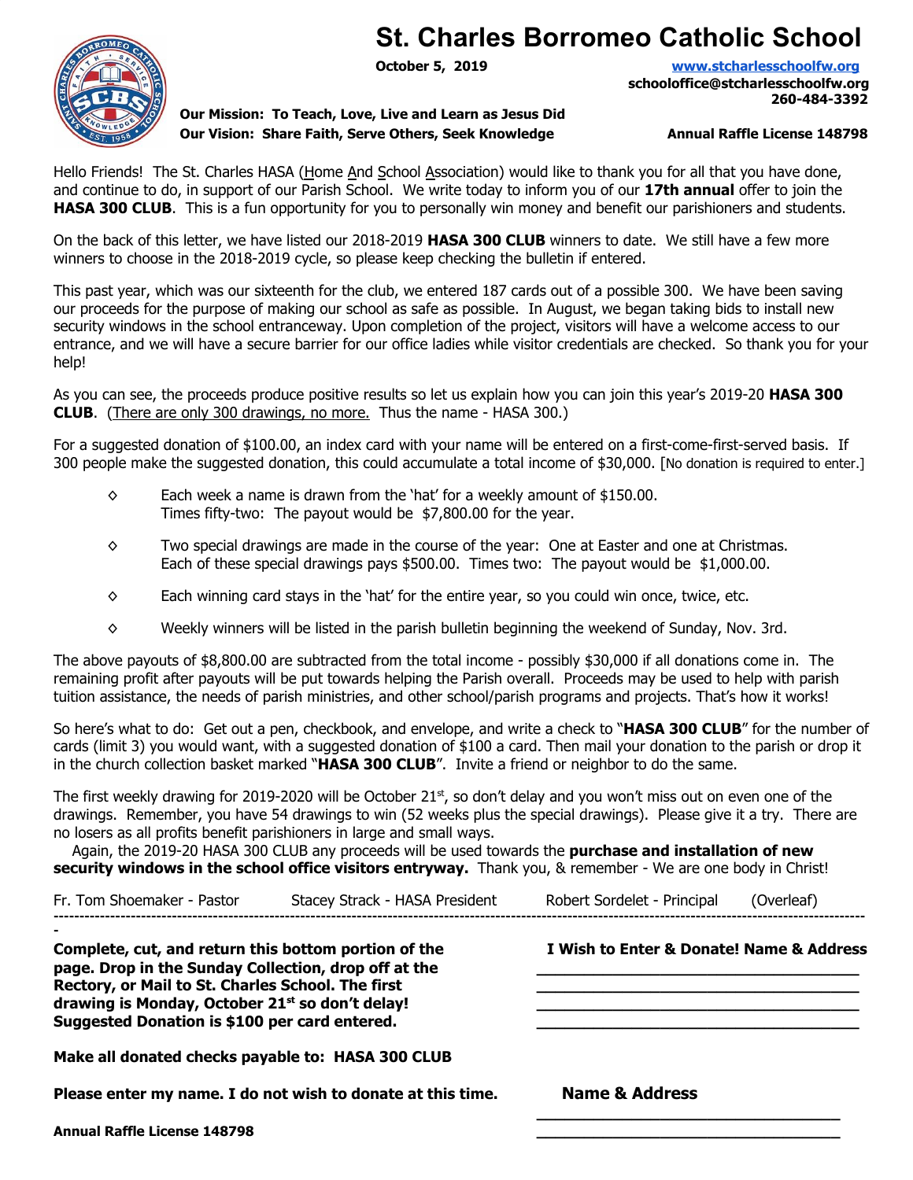# St. Charles Borromeo Catholic School

**October 5, 2019**

www.stcharlesschoolfw.org
schooloffice@stcharlesschoolfw.org
260-484-3392

**Our Mission: To Teach, Love, Live and Learn as Jesus Did**
**Our Vision: Share Faith, Serve Others, Seek Knowledge**

**Annual Raffle License 148798**

Hello Friends! The St. Charles HASA (Home And School Association) would like to thank you for all that you have done, and continue to do, in support of our Parish School. We write today to inform you of our **17th annual** offer to join the **HASA 300 CLUB**. This is a fun opportunity for you to personally win money and benefit our parishioners and students.

On the back of this letter, we have listed our 2018-2019 **HASA 300 CLUB** winners to date. We still have a few more winners to choose in the 2018-2019 cycle, so please keep checking the bulletin if entered.

This past year, which was our sixteenth for the club, we entered 187 cards out of a possible 300. We have been saving our proceeds for the purpose of making our school as safe as possible. In August, we began taking bids to install new security windows in the school entranceway. Upon completion of the project, visitors will have a welcome access to our entrance, and we will have a secure barrier for our office ladies while visitor credentials are checked. So thank you for your help!

As you can see, the proceeds produce positive results so let us explain how you can join this year's 2019-20 **HASA 300 CLUB**. (There are only 300 drawings, no more. Thus the name - HASA 300.)

For a suggested donation of $100.00, an index card with your name will be entered on a first-come-first-served basis. If 300 people make the suggested donation, this could accumulate a total income of $30,000. [No donation is required to enter.]

- Each week a name is drawn from the 'hat' for a weekly amount of $150.00. Times fifty-two: The payout would be $7,800.00 for the year.
- Two special drawings are made in the course of the year: One at Easter and one at Christmas. Each of these special drawings pays $500.00. Times two: The payout would be $1,000.00.
- Each winning card stays in the 'hat' for the entire year, so you could win once, twice, etc.
- Weekly winners will be listed in the parish bulletin beginning the weekend of Sunday, Nov. 3rd.

The above payouts of $8,800.00 are subtracted from the total income - possibly $30,000 if all donations come in. The remaining profit after payouts will be put towards helping the Parish overall. Proceeds may be used to help with parish tuition assistance, the needs of parish ministries, and other school/parish programs and projects. That's how it works!

So here's what to do: Get out a pen, checkbook, and envelope, and write a check to "**HASA 300 CLUB**" for the number of cards (limit 3) you would want, with a suggested donation of $100 a card. Then mail your donation to the parish or drop it in the church collection basket marked "**HASA 300 CLUB**". Invite a friend or neighbor to do the same.

The first weekly drawing for 2019-2020 will be October 21st, so don't delay and you won't miss out on even one of the drawings. Remember, you have 54 drawings to win (52 weeks plus the special drawings). Please give it a try. There are no losers as all profits benefit parishioners in large and small ways.

Again, the 2019-20 HASA 300 CLUB any proceeds will be used towards the **purchase and installation of new security windows in the school office visitors entryway.** Thank you, & remember - We are one body in Christ!

Fr. Tom Shoemaker - Pastor    Stacey Strack - HASA President    Robert Sordelet - Principal    (Overleaf)

---

**Complete, cut, and return this bottom portion of the page. Drop in the Sunday Collection, drop off at the Rectory, or Mail to St. Charles School. The first drawing is Monday, October 21st so don't delay! Suggested Donation is $100 per card entered.**

**I Wish to Enter & Donate! Name & Address**

________________________________
________________________________
________________________________
________________________________

**Make all donated checks payable to: HASA 300 CLUB**

**Please enter my name. I do not wish to donate at this time.**

**Name & Address**

________________________________
________________________________

**Annual Raffle License 148798**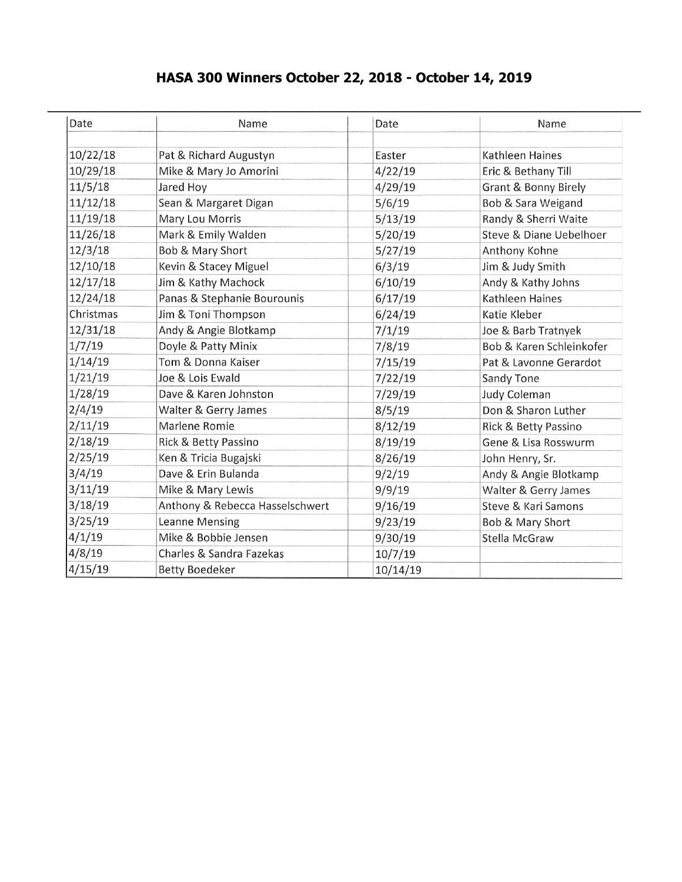# HASA 300 Winners October 22, 2018 - October 14, 2019

| Date | Name | Date | Name |
|---|---|---|---|
| | | | |
| 10/22/18 | Pat & Richard Augustyn | Easter | Kathleen Haines |
| 10/29/18 | Mike & Mary Jo Amorini | 4/22/19 | Eric & Bethany Till |
| 11/5/18 | Jared Hoy | 4/29/19 | Grant & Bonny Birely |
| 11/12/18 | Sean & Margaret Digan | 5/6/19 | Bob & Sara Weigand |
| 11/19/18 | Mary Lou Morris | 5/13/19 | Randy & Sherri Waite |
| 11/26/18 | Mark & Emily Walden | 5/20/19 | Steve & Diane Uebelhoer |
| 12/3/18 | Bob & Mary Short | 5/27/19 | Anthony Kohne |
| 12/10/18 | Kevin & Stacey Miguel | 6/3/19 | Jim & Judy Smith |
| 12/17/18 | Jim & Kathy Machock | 6/10/19 | Andy & Kathy Johns |
| 12/24/18 | Panas & Stephanie Bourounis | 6/17/19 | Kathleen Haines |
| Christmas | Jim & Toni Thompson | 6/24/19 | Katie Kleber |
| 12/31/18 | Andy & Angie Blotkamp | 7/1/19 | Joe & Barb Tratnyek |
| 1/7/19 | Doyle & Patty Minix | 7/8/19 | Bob & Karen Schleinkofer |
| 1/14/19 | Tom & Donna Kaiser | 7/15/19 | Pat & Lavonne Gerardot |
| 1/21/19 | Joe & Lois Ewald | 7/22/19 | Sandy Tone |
| 1/28/19 | Dave & Karen Johnston | 7/29/19 | Judy Coleman |
| 2/4/19 | Walter & Gerry James | 8/5/19 | Don & Sharon Luther |
| 2/11/19 | Marlene Romie | 8/12/19 | Rick & Betty Passino |
| 2/18/19 | Rick & Betty Passino | 8/19/19 | Gene & Lisa Rosswurm |
| 2/25/19 | Ken & Tricia Bugajski | 8/26/19 | John Henry, Sr. |
| 3/4/19 | Dave & Erin Bulanda | 9/2/19 | Andy & Angie Blotkamp |
| 3/11/19 | Mike & Mary Lewis | 9/9/19 | Walter & Gerry James |
| 3/18/19 | Anthony & Rebecca Hasselschwert | 9/16/19 | Steve & Kari Samons |
| 3/25/19 | Leanne Mensing | 9/23/19 | Bob & Mary Short |
| 4/1/19 | Mike & Bobbie Jensen | 9/30/19 | Stella McGraw |
| 4/8/19 | Charles & Sandra Fazekas | 10/7/19 | |
| 4/15/19 | Betty Boedeker | 10/14/19 | |